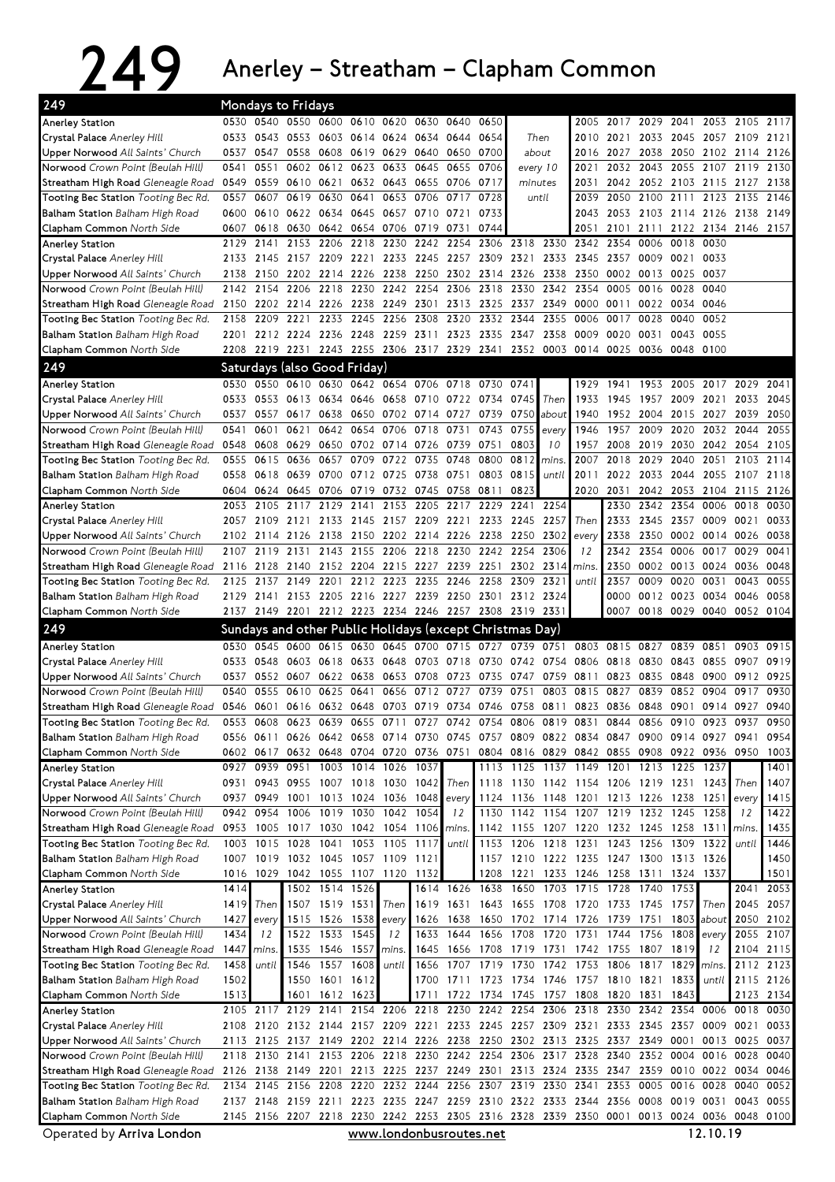# 249 Anerley – Streatham – Clapham Common

## Mondays to Fridays

| 249 | | | | | | | | | | | | | | | | | |
|---|---|---|---|---|---|---|---|---|---|---|---|---|---|---|---|---|---|
| Anerley Station | 0530 | 0540 | 0550 | 0600 | 0610 | 0620 | 0630 | 0640 | 0650 | Then about every 10 minutes until | 2005 | 2017 | 2029 | 2041 | 2053 | 2105 | 2117 |
| Crystal Palace *Anerley Hill* | 0533 | 0543 | 0553 | 0603 | 0614 | 0624 | 0634 | 0644 | 0654 | | 2010 | 2021 | 2033 | 2045 | 2057 | 2109 | 2121 |
| Upper Norwood *All Saints' Church* | 0537 | 0547 | 0558 | 0608 | 0619 | 0629 | 0640 | 0650 | 0700 | | 2016 | 2027 | 2038 | 2050 | 2102 | 2114 | 2126 |
| Norwood *Crown Point (Beulah Hill)* | 0541 | 0551 | 0602 | 0612 | 0623 | 0633 | 0645 | 0655 | 0706 | | 2021 | 2032 | 2043 | 2055 | 2107 | 2119 | 2130 |
| Streatham High Road *Gleneagle Road* | 0549 | 0559 | 0610 | 0621 | 0632 | 0643 | 0655 | 0706 | 0717 | | 2031 | 2042 | 2052 | 2103 | 2115 | 2127 | 2138 |
| Tooting Bec Station *Tooting Bec Rd.* | 0557 | 0607 | 0619 | 0630 | 0641 | 0653 | 0706 | 0717 | 0728 | | 2039 | 2050 | 2100 | 2111 | 2123 | 2135 | 2146 |
| Balham Station *Balham High Road* | 0600 | 0610 | 0622 | 0634 | 0645 | 0657 | 0710 | 0721 | 0733 | | 2043 | 2053 | 2103 | 2114 | 2126 | 2138 | 2149 |
| Clapham Common *North Side* | 0607 | 0618 | 0630 | 0642 | 0654 | 0706 | 0719 | 0731 | 0744 | | 2051 | 2101 | 2111 | 2122 | 2134 | 2146 | 2157 |

| 249 | | | | | | | | | | | | | | | | |
|---|---|---|---|---|---|---|---|---|---|---|---|---|---|---|---|---|
| Anerley Station | 2129 | 2141 | 2153 | 2206 | 2218 | 2230 | 2242 | 2254 | 2306 | 2318 | 2330 | 2342 | 2354 | 0006 | 0018 | 0030 |
| Crystal Palace *Anerley Hill* | 2133 | 2145 | 2157 | 2209 | 2221 | 2233 | 2245 | 2257 | 2309 | 2321 | 2333 | 2345 | 2357 | 0009 | 0021 | 0033 |
| Upper Norwood *All Saints' Church* | 2138 | 2150 | 2202 | 2214 | 2226 | 2238 | 2250 | 2302 | 2314 | 2326 | 2338 | 2350 | 0002 | 0013 | 0025 | 0037 |
| Norwood *Crown Point (Beulah Hill)* | 2142 | 2154 | 2206 | 2218 | 2230 | 2242 | 2254 | 2306 | 2318 | 2330 | 2342 | 2354 | 0005 | 0016 | 0028 | 0040 |
| Streatham High Road *Gleneagle Road* | 2150 | 2202 | 2214 | 2226 | 2238 | 2249 | 2301 | 2313 | 2325 | 2337 | 2349 | 0000 | 0011 | 0022 | 0034 | 0046 |
| Tooting Bec Station *Tooting Bec Rd.* | 2158 | 2209 | 2221 | 2233 | 2245 | 2256 | 2308 | 2320 | 2332 | 2344 | 2355 | 0006 | 0017 | 0028 | 0040 | 0052 |
| Balham Station *Balham High Road* | 2201 | 2212 | 2224 | 2236 | 2248 | 2259 | 2311 | 2323 | 2335 | 2347 | 2358 | 0009 | 0020 | 0031 | 0043 | 0055 |
| Clapham Common *North Side* | 2208 | 2219 | 2231 | 2243 | 2255 | 2306 | 2317 | 2329 | 2341 | 2352 | 0003 | 0014 | 0025 | 0036 | 0048 | 0100 |

## Saturdays (also Good Friday)

| 249 | | | | | | | | | | | | | | | | | | |
|---|---|---|---|---|---|---|---|---|---|---|---|---|---|---|---|---|---|---|
| Anerley Station | 0530 | 0550 | 0610 | 0630 | 0642 | 0654 | 0706 | 0718 | 0730 | 0741 | Then about every 10 mins. until | 1929 | 1941 | 1953 | 2005 | 2017 | 2029 | 2041 |
| Crystal Palace *Anerley Hill* | 0533 | 0553 | 0613 | 0634 | 0646 | 0658 | 0710 | 0722 | 0734 | 0745 | | 1933 | 1945 | 1957 | 2009 | 2021 | 2033 | 2045 |
| Upper Norwood *All Saints' Church* | 0537 | 0557 | 0617 | 0638 | 0650 | 0702 | 0714 | 0727 | 0739 | 0750 | | 1940 | 1952 | 2004 | 2015 | 2027 | 2039 | 2050 |
| Norwood *Crown Point (Beulah Hill)* | 0541 | 0601 | 0621 | 0642 | 0654 | 0706 | 0718 | 0731 | 0743 | 0755 | | 1946 | 1957 | 2009 | 2020 | 2032 | 2044 | 2055 |
| Streatham High Road *Gleneagle Road* | 0548 | 0608 | 0629 | 0650 | 0702 | 0714 | 0726 | 0739 | 0751 | 0803 | | 1957 | 2008 | 2019 | 2030 | 2042 | 2054 | 2105 |
| Tooting Bec Station *Tooting Bec Rd.* | 0555 | 0615 | 0636 | 0657 | 0709 | 0722 | 0735 | 0748 | 0800 | 0812 | | 2007 | 2018 | 2029 | 2040 | 2051 | 2103 | 2114 |
| Balham Station *Balham High Road* | 0558 | 0618 | 0639 | 0700 | 0712 | 0725 | 0738 | 0751 | 0803 | 0815 | | 2011 | 2022 | 2033 | 2044 | 2055 | 2107 | 2118 |
| Clapham Common *North Side* | 0604 | 0624 | 0645 | 0706 | 0719 | 0732 | 0745 | 0758 | 0811 | 0823 | | 2020 | 2031 | 2042 | 2053 | 2104 | 2115 | 2126 |

| 249 | | | | | | | | | | | | | | | | | | |
|---|---|---|---|---|---|---|---|---|---|---|---|---|---|---|---|---|---|---|
| Anerley Station | 2053 | 2105 | 2117 | 2129 | 2141 | 2153 | 2205 | 2217 | 2229 | 2241 | 2254 | Then every 12 mins. until | 2330 | 2342 | 2354 | 0006 | 0018 | 0030 |
| Crystal Palace *Anerley Hill* | 2057 | 2109 | 2121 | 2133 | 2145 | 2157 | 2209 | 2221 | 2233 | 2245 | 2257 | | 2333 | 2345 | 2357 | 0009 | 0021 | 0033 |
| Upper Norwood *All Saints' Church* | 2102 | 2114 | 2126 | 2138 | 2150 | 2202 | 2214 | 2226 | 2238 | 2250 | 2302 | | 2338 | 2350 | 0002 | 0014 | 0026 | 0038 |
| Norwood *Crown Point (Beulah Hill)* | 2107 | 2119 | 2131 | 2143 | 2155 | 2206 | 2218 | 2230 | 2242 | 2254 | 2306 | | 2342 | 2354 | 0006 | 0017 | 0029 | 0041 |
| Streatham High Road *Gleneagle Road* | 2116 | 2128 | 2140 | 2152 | 2204 | 2215 | 2227 | 2239 | 2251 | 2302 | 2314 | | 2350 | 0002 | 0013 | 0024 | 0036 | 0048 |
| Tooting Bec Station *Tooting Bec Rd.* | 2125 | 2137 | 2149 | 2201 | 2212 | 2223 | 2235 | 2246 | 2258 | 2309 | 2321 | | 2357 | 0009 | 0020 | 0031 | 0043 | 0055 |
| Balham Station *Balham High Road* | 2129 | 2141 | 2153 | 2205 | 2216 | 2227 | 2239 | 2250 | 2301 | 2312 | 2324 | | 0000 | 0012 | 0023 | 0034 | 0046 | 0058 |
| Clapham Common *North Side* | 2137 | 2149 | 2201 | 2212 | 2223 | 2234 | 2246 | 2257 | 2308 | 2319 | 2331 | | 0007 | 0018 | 0029 | 0040 | 0052 | 0104 |

## Sundays and other Public Holidays (except Christmas Day)

| 249 | | | | | | | | | | | | | | | | | | |
|---|---|---|---|---|---|---|---|---|---|---|---|---|---|---|---|---|---|---|
| Anerley Station | 0530 | 0545 | 0600 | 0615 | 0630 | 0645 | 0700 | 0715 | 0727 | 0739 | 0751 | 0803 | 0815 | 0827 | 0839 | 0851 | 0903 | 0915 |
| Crystal Palace *Anerley Hill* | 0533 | 0548 | 0603 | 0618 | 0633 | 0648 | 0703 | 0718 | 0730 | 0742 | 0754 | 0806 | 0818 | 0830 | 0843 | 0855 | 0907 | 0919 |
| Upper Norwood *All Saints' Church* | 0537 | 0552 | 0607 | 0622 | 0638 | 0653 | 0708 | 0723 | 0735 | 0747 | 0759 | 0811 | 0823 | 0835 | 0848 | 0900 | 0912 | 0925 |
| Norwood *Crown Point (Beulah Hill)* | 0540 | 0555 | 0610 | 0625 | 0641 | 0656 | 0712 | 0727 | 0739 | 0751 | 0803 | 0815 | 0827 | 0839 | 0852 | 0904 | 0917 | 0930 |
| Streatham High Road *Gleneagle Road* | 0546 | 0601 | 0616 | 0632 | 0648 | 0703 | 0719 | 0734 | 0746 | 0758 | 0811 | 0823 | 0836 | 0848 | 0901 | 0914 | 0927 | 0940 |
| Tooting Bec Station *Tooting Bec Rd.* | 0553 | 0608 | 0623 | 0639 | 0655 | 0711 | 0727 | 0742 | 0754 | 0806 | 0819 | 0831 | 0844 | 0856 | 0910 | 0923 | 0937 | 0950 |
| Balham Station *Balham High Road* | 0556 | 0611 | 0626 | 0642 | 0658 | 0714 | 0730 | 0745 | 0757 | 0809 | 0822 | 0834 | 0847 | 0900 | 0914 | 0927 | 0941 | 0954 |
| Clapham Common *North Side* | 0602 | 0617 | 0632 | 0648 | 0704 | 0720 | 0736 | 0751 | 0804 | 0816 | 0829 | 0842 | 0855 | 0908 | 0922 | 0936 | 0950 | 1003 |

| 249 | | | | | | | | | | | | | | | | | | |
|---|---|---|---|---|---|---|---|---|---|---|---|---|---|---|---|---|---|---|
| Anerley Station | 0927 | 0939 | 0951 | 1003 | 1014 | 1026 | 1037 | Then every 12 mins. until | 1113 | 1125 | 1137 | 1149 | 1201 | 1213 | 1225 | 1237 | Then every 12 mins. until | 1401 |
| Crystal Palace *Anerley Hill* | 0931 | 0943 | 0955 | 1007 | 1018 | 1030 | 1042 | | 1118 | 1130 | 1142 | 1154 | 1206 | 1219 | 1231 | 1243 | | 1407 |
| Upper Norwood *All Saints' Church* | 0937 | 0949 | 1001 | 1013 | 1024 | 1036 | 1048 | | 1124 | 1136 | 1148 | 1201 | 1213 | 1226 | 1238 | 1251 | | 1415 |
| Norwood *Crown Point (Beulah Hill)* | 0942 | 0954 | 1006 | 1019 | 1030 | 1042 | 1054 | | 1130 | 1142 | 1154 | 1207 | 1219 | 1232 | 1245 | 1258 | | 1422 |
| Streatham High Road *Gleneagle Road* | 0953 | 1005 | 1017 | 1030 | 1042 | 1054 | 1106 | | 1142 | 1155 | 1207 | 1220 | 1232 | 1245 | 1258 | 1311 | | 1435 |
| Tooting Bec Station *Tooting Bec Rd.* | 1003 | 1015 | 1028 | 1041 | 1053 | 1105 | 1117 | | 1153 | 1206 | 1218 | 1231 | 1243 | 1256 | 1309 | 1322 | | 1446 |
| Balham Station *Balham High Road* | 1007 | 1019 | 1032 | 1045 | 1057 | 1109 | 1121 | | 1157 | 1210 | 1222 | 1235 | 1247 | 1300 | 1313 | 1326 | | 1450 |
| Clapham Common *North Side* | 1016 | 1029 | 1042 | 1055 | 1107 | 1120 | 1132 | | 1208 | 1221 | 1233 | 1246 | 1258 | 1311 | 1324 | 1337 | | 1501 |

| 249 | | | | | | | | | | | | | | | | | | | | |
|---|---|---|---|---|---|---|---|---|---|---|---|---|---|---|---|---|---|---|---|---|
| Anerley Station | 1414 | Then every 12 mins. until | 1502 | 1514 | 1526 | Then every 12 mins. until | 1614 | 1626 | 1638 | 1650 | 1703 | 1715 | 1728 | 1740 | 1753 | Then about every 12 mins. until | 2041 | 2053 |
| Crystal Palace *Anerley Hill* | 1419 | | 1507 | 1519 | 1531 | | 1619 | 1631 | 1643 | 1655 | 1708 | 1720 | 1733 | 1745 | 1757 | | 2045 | 2057 |
| Upper Norwood *All Saints' Church* | 1427 | | 1515 | 1526 | 1538 | | 1626 | 1638 | 1650 | 1702 | 1714 | 1726 | 1739 | 1751 | 1803 | | 2050 | 2102 |
| Norwood *Crown Point (Beulah Hill)* | 1434 | | 1522 | 1533 | 1545 | | 1633 | 1644 | 1656 | 1708 | 1720 | 1731 | 1744 | 1756 | 1808 | | 2055 | 2107 |
| Streatham High Road *Gleneagle Road* | 1447 | | 1535 | 1546 | 1557 | | 1645 | 1656 | 1708 | 1719 | 1731 | 1742 | 1755 | 1807 | 1819 | | 2104 | 2115 |
| Tooting Bec Station *Tooting Bec Rd.* | 1458 | | 1546 | 1557 | 1608 | | 1656 | 1707 | 1719 | 1730 | 1742 | 1753 | 1806 | 1817 | 1829 | | 2112 | 2123 |
| Balham Station *Balham High Road* | 1502 | | 1550 | 1601 | 1612 | | 1700 | 1711 | 1723 | 1734 | 1746 | 1757 | 1810 | 1821 | 1833 | | 2115 | 2126 |
| Clapham Common *North Side* | 1513 | | 1601 | 1612 | 1623 | | 1711 | 1722 | 1734 | 1745 | 1757 | 1808 | 1820 | 1831 | 1843 | | 2123 | 2134 |

| 249 | | | | | | | | | | | | | | | | | | |
|---|---|---|---|---|---|---|---|---|---|---|---|---|---|---|---|---|---|---|
| Anerley Station | 2105 | 2117 | 2129 | 2141 | 2154 | 2206 | 2218 | 2230 | 2242 | 2254 | 2306 | 2318 | 2330 | 2342 | 2354 | 0006 | 0018 | 0030 |
| Crystal Palace *Anerley Hill* | 2108 | 2120 | 2132 | 2144 | 2157 | 2209 | 2221 | 2233 | 2245 | 2257 | 2309 | 2321 | 2333 | 2345 | 2357 | 0009 | 0021 | 0033 |
| Upper Norwood *All Saints' Church* | 2113 | 2125 | 2137 | 2149 | 2202 | 2214 | 2226 | 2238 | 2250 | 2302 | 2313 | 2325 | 2337 | 2349 | 0001 | 0013 | 0025 | 0037 |
| Norwood *Crown Point (Beulah Hill)* | 2118 | 2130 | 2141 | 2153 | 2206 | 2218 | 2230 | 2242 | 2254 | 2306 | 2317 | 2328 | 2340 | 2352 | 0004 | 0016 | 0028 | 0040 |
| Streatham High Road *Gleneagle Road* | 2126 | 2138 | 2149 | 2201 | 2213 | 2225 | 2237 | 2249 | 2301 | 2313 | 2324 | 2335 | 2347 | 2359 | 0010 | 0022 | 0034 | 0046 |
| Tooting Bec Station *Tooting Bec Rd.* | 2134 | 2145 | 2156 | 2208 | 2220 | 2232 | 2244 | 2256 | 2307 | 2319 | 2330 | 2341 | 2353 | 0005 | 0016 | 0028 | 0040 | 0052 |
| Balham Station *Balham High Road* | 2137 | 2148 | 2159 | 2211 | 2223 | 2235 | 2247 | 2259 | 2310 | 2322 | 2333 | 2344 | 2356 | 0008 | 0019 | 0031 | 0043 | 0055 |
| Clapham Common *North Side* | 2145 | 2156 | 2207 | 2218 | 2230 | 2242 | 2253 | 2305 | 2316 | 2328 | 2339 | 2350 | 0001 | 0013 | 0024 | 0036 | 0048 | 0100 |

Operated by **Arriva London** www.londonbusroutes.net 12.10.19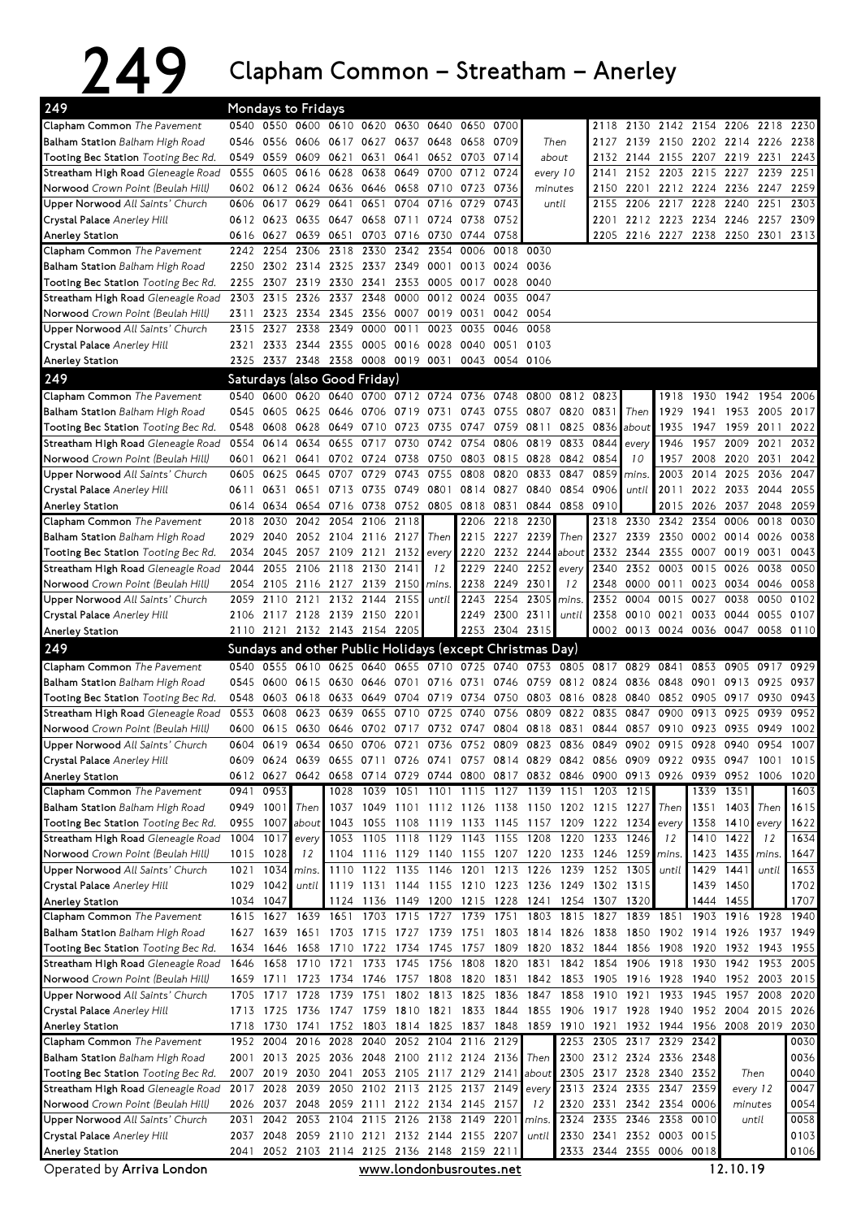# 249 Clapham Common – Streatham – Anerley

## Mondays to Fridays

| 249 | | | | | | | | | | | | | | | | | |
|---|---|---|---|---|---|---|---|---|---|---|---|---|---|---|---|---|---|
| Clapham Common *The Pavement* | 0540 | 0550 | 0600 | 0610 | 0620 | 0630 | 0640 | 0650 | 0700 | Then about every 10 minutes until | 2118 | 2130 | 2142 | 2154 | 2206 | 2218 | 2230 |
| Balham Station *Balham High Road* | 0546 | 0556 | 0606 | 0617 | 0627 | 0637 | 0648 | 0658 | 0709 | | 2127 | 2139 | 2150 | 2202 | 2214 | 2226 | 2238 |
| Tooting Bec Station *Tooting Bec Rd.* | 0549 | 0559 | 0609 | 0621 | 0631 | 0641 | 0652 | 0703 | 0714 | | 2132 | 2144 | 2155 | 2207 | 2219 | 2231 | 2243 |
| Streatham High Road *Gleneagle Road* | 0555 | 0605 | 0616 | 0628 | 0638 | 0649 | 0700 | 0712 | 0724 | | 2141 | 2152 | 2203 | 2215 | 2227 | 2239 | 2251 |
| Norwood *Crown Point (Beulah Hill)* | 0602 | 0612 | 0624 | 0636 | 0646 | 0658 | 0710 | 0723 | 0736 | | 2150 | 2201 | 2212 | 2224 | 2236 | 2247 | 2259 |
| Upper Norwood *All Saints' Church* | 0606 | 0617 | 0629 | 0641 | 0651 | 0704 | 0716 | 0729 | 0743 | | 2155 | 2206 | 2217 | 2228 | 2240 | 2251 | 2303 |
| Crystal Palace *Anerley Hill* | 0612 | 0623 | 0635 | 0647 | 0658 | 0711 | 0724 | 0738 | 0752 | | 2201 | 2212 | 2223 | 2234 | 2246 | 2257 | 2309 |
| Anerley Station | 0616 | 0627 | 0639 | 0651 | 0703 | 0716 | 0730 | 0744 | 0758 | | 2205 | 2216 | 2227 | 2238 | 2250 | 2301 | 2313 |
| Clapham Common *The Pavement* | 2242 | 2254 | 2306 | 2318 | 2330 | 2342 | 2354 | 0006 | 0018 | 0030 | | | | | | | |
| Balham Station *Balham High Road* | 2250 | 2302 | 2314 | 2325 | 2337 | 2349 | 0001 | 0013 | 0024 | 0036 | | | | | | | |
| Tooting Bec Station *Tooting Bec Rd.* | 2255 | 2307 | 2319 | 2330 | 2341 | 2353 | 0005 | 0017 | 0028 | 0040 | | | | | | | |
| Streatham High Road *Gleneagle Road* | 2303 | 2315 | 2326 | 2337 | 2348 | 0000 | 0012 | 0024 | 0035 | 0047 | | | | | | | |
| Norwood *Crown Point (Beulah Hill)* | 2311 | 2323 | 2334 | 2345 | 2356 | 0007 | 0019 | 0031 | 0042 | 0054 | | | | | | | |
| Upper Norwood *All Saints' Church* | 2315 | 2327 | 2338 | 2349 | 0000 | 0011 | 0023 | 0035 | 0046 | 0058 | | | | | | | |
| Crystal Palace *Anerley Hill* | 2321 | 2333 | 2344 | 2355 | 0005 | 0016 | 0028 | 0040 | 0051 | 0103 | | | | | | | |
| Anerley Station | 2325 | 2337 | 2348 | 2358 | 0008 | 0019 | 0031 | 0043 | 0054 | 0106 | | | | | | | |

## Saturdays (also Good Friday)

| 249 | | | | | | | | | | | | | | | | | |
|---|---|---|---|---|---|---|---|---|---|---|---|---|---|---|---|---|---|
| Clapham Common *The Pavement* | 0540 | 0600 | 0620 | 0640 | 0700 | 0712 | 0724 | 0736 | 0748 | 0800 | 0812 | 0823 | Then about every 10 mins. until | 1918 | 1930 | 1942 | 1954 | 2006 |
| Balham Station *Balham High Road* | 0545 | 0605 | 0625 | 0646 | 0706 | 0719 | 0731 | 0743 | 0755 | 0807 | 0820 | 0831 | | 1929 | 1941 | 1953 | 2005 | 2017 |
| Tooting Bec Station *Tooting Bec Rd.* | 0548 | 0608 | 0628 | 0649 | 0710 | 0723 | 0735 | 0747 | 0759 | 0811 | 0825 | 0836 | | 1935 | 1947 | 1959 | 2011 | 2022 |
| Streatham High Road *Gleneagle Road* | 0554 | 0614 | 0634 | 0655 | 0717 | 0730 | 0742 | 0754 | 0806 | 0819 | 0833 | 0844 | | 1946 | 1957 | 2009 | 2021 | 2032 |
| Norwood *Crown Point (Beulah Hill)* | 0601 | 0621 | 0641 | 0702 | 0724 | 0738 | 0750 | 0803 | 0815 | 0828 | 0842 | 0854 | | 1957 | 2008 | 2020 | 2031 | 2042 |
| Upper Norwood *All Saints' Church* | 0605 | 0625 | 0645 | 0707 | 0729 | 0743 | 0755 | 0808 | 0820 | 0833 | 0847 | 0859 | | 2003 | 2014 | 2025 | 2036 | 2047 |
| Crystal Palace *Anerley Hill* | 0611 | 0631 | 0651 | 0713 | 0735 | 0749 | 0801 | 0814 | 0827 | 0840 | 0854 | 0906 | | 2011 | 2022 | 2033 | 2044 | 2055 |
| Anerley Station | 0614 | 0634 | 0654 | 0716 | 0738 | 0752 | 0805 | 0818 | 0831 | 0844 | 0858 | 0910 | | 2015 | 2026 | 2037 | 2048 | 2059 |

| 249 | | | | | | | | | | | | | | | | | | |
|---|---|---|---|---|---|---|---|---|---|---|---|---|---|---|---|---|---|---|
| Clapham Common *The Pavement* | 2018 | 2030 | 2042 | 2054 | 2106 | 2118 | Then every 12 mins. until | 2206 | 2218 | 2230 | Then about every 12 mins. until | 2318 | 2330 | 2342 | 2354 | 0006 | 0018 | 0030 |
| Balham Station *Balham High Road* | 2029 | 2040 | 2052 | 2104 | 2116 | 2127 | | 2215 | 2227 | 2239 | | 2327 | 2339 | 2350 | 0002 | 0014 | 0026 | 0038 |
| Tooting Bec Station *Tooting Bec Rd.* | 2034 | 2045 | 2057 | 2109 | 2121 | 2132 | | 2220 | 2232 | 2244 | | 2332 | 2344 | 2355 | 0007 | 0019 | 0031 | 0043 |
| Streatham High Road *Gleneagle Road* | 2044 | 2055 | 2106 | 2118 | 2130 | 2141 | | 2229 | 2240 | 2252 | | 2340 | 2352 | 0003 | 0015 | 0026 | 0038 | 0050 |
| Norwood *Crown Point (Beulah Hill)* | 2054 | 2105 | 2116 | 2127 | 2139 | 2150 | | 2238 | 2249 | 2301 | | 2348 | 0000 | 0011 | 0023 | 0034 | 0046 | 0058 |
| Upper Norwood *All Saints' Church* | 2059 | 2110 | 2121 | 2132 | 2144 | 2155 | | 2243 | 2254 | 2305 | | 2352 | 0004 | 0015 | 0027 | 0038 | 0050 | 0102 |
| Crystal Palace *Anerley Hill* | 2106 | 2117 | 2128 | 2139 | 2150 | 2201 | | 2249 | 2300 | 2311 | | 2358 | 0010 | 0021 | 0033 | 0044 | 0055 | 0107 |
| Anerley Station | 2110 | 2121 | 2132 | 2143 | 2154 | 2205 | | 2253 | 2304 | 2315 | | 0002 | 0013 | 0024 | 0036 | 0047 | 0058 | 0110 |

## Sundays and other Public Holidays (except Christmas Day)

| 249 | | | | | | | | | | | | | | | | | | | |
|---|---|---|---|---|---|---|---|---|---|---|---|---|---|---|---|---|---|---|---|
| Clapham Common *The Pavement* | 0540 | 0555 | 0610 | 0625 | 0640 | 0655 | 0710 | 0725 | 0740 | 0753 | 0805 | 0817 | 0829 | 0841 | 0853 | 0905 | 0917 | 0929 |
| Balham Station *Balham High Road* | 0545 | 0600 | 0615 | 0630 | 0646 | 0701 | 0716 | 0731 | 0746 | 0759 | 0812 | 0824 | 0836 | 0848 | 0901 | 0913 | 0925 | 0937 |
| Tooting Bec Station *Tooting Bec Rd.* | 0548 | 0603 | 0618 | 0633 | 0649 | 0704 | 0719 | 0734 | 0750 | 0803 | 0816 | 0828 | 0840 | 0852 | 0905 | 0917 | 0930 | 0943 |
| Streatham High Road *Gleneagle Road* | 0553 | 0608 | 0623 | 0639 | 0655 | 0710 | 0725 | 0740 | 0756 | 0809 | 0822 | 0835 | 0847 | 0900 | 0913 | 0925 | 0939 | 0952 |
| Norwood *Crown Point (Beulah Hill)* | 0600 | 0615 | 0630 | 0646 | 0702 | 0717 | 0732 | 0747 | 0804 | 0818 | 0831 | 0844 | 0857 | 0910 | 0923 | 0935 | 0949 | 1002 |
| Upper Norwood *All Saints' Church* | 0604 | 0619 | 0634 | 0650 | 0706 | 0721 | 0736 | 0752 | 0809 | 0823 | 0836 | 0849 | 0902 | 0915 | 0928 | 0940 | 0954 | 1007 |
| Crystal Palace *Anerley Hill* | 0609 | 0624 | 0639 | 0655 | 0711 | 0726 | 0741 | 0757 | 0814 | 0829 | 0842 | 0856 | 0909 | 0922 | 0935 | 0947 | 1001 | 1015 |
| Anerley Station | 0612 | 0627 | 0642 | 0658 | 0714 | 0729 | 0744 | 0800 | 0817 | 0832 | 0846 | 0900 | 0913 | 0926 | 0939 | 0952 | 1006 | 1020 |

| 249 | | | | | | | | | | | | | | | | | | | | |
|---|---|---|---|---|---|---|---|---|---|---|---|---|---|---|---|---|---|---|---|---|
| Clapham Common *The Pavement* | 0941 | 0953 | Then about every 12 mins. until | 1028 | 1039 | 1051 | 1101 | 1115 | 1127 | 1139 | 1151 | 1203 | 1215 | Then every 12 mins. until | 1339 | 1351 | Then every 12 mins. until | 1603 |
| Balham Station *Balham High Road* | 0949 | 1001 | | 1037 | 1049 | 1101 | 1112 | 1126 | 1138 | 1150 | 1202 | 1215 | 1227 | | 1351 | 1403 | | 1615 |
| Tooting Bec Station *Tooting Bec Rd.* | 0955 | 1007 | | 1043 | 1055 | 1108 | 1119 | 1133 | 1145 | 1157 | 1209 | 1222 | 1234 | | 1358 | 1410 | | 1622 |
| Streatham High Road *Gleneagle Road* | 1004 | 1017 | | 1053 | 1105 | 1118 | 1129 | 1143 | 1155 | 1208 | 1220 | 1233 | 1246 | | 1410 | 1422 | | 1634 |
| Norwood *Crown Point (Beulah Hill)* | 1015 | 1028 | | 1104 | 1116 | 1129 | 1140 | 1155 | 1207 | 1220 | 1233 | 1246 | 1259 | | 1423 | 1435 | | 1647 |
| Upper Norwood *All Saints' Church* | 1021 | 1034 | | 1110 | 1122 | 1135 | 1146 | 1201 | 1213 | 1226 | 1239 | 1252 | 1305 | | 1429 | 1441 | | 1653 |
| Crystal Palace *Anerley Hill* | 1029 | 1042 | | 1119 | 1131 | 1144 | 1155 | 1210 | 1223 | 1236 | 1249 | 1302 | 1315 | | 1439 | 1450 | | 1702 |
| Anerley Station | 1034 | 1047 | | 1124 | 1136 | 1149 | 1200 | 1215 | 1228 | 1241 | 1254 | 1307 | 1320 | | 1444 | 1455 | | 1707 |

| 249 | | | | | | | | | | | | | | | | | | |
|---|---|---|---|---|---|---|---|---|---|---|---|---|---|---|---|---|---|---|
| Clapham Common *The Pavement* | 1615 | 1627 | 1639 | 1651 | 1703 | 1715 | 1727 | 1739 | 1751 | 1803 | 1815 | 1827 | 1839 | 1851 | 1903 | 1916 | 1928 | 1940 |
| Balham Station *Balham High Road* | 1627 | 1639 | 1651 | 1703 | 1715 | 1727 | 1739 | 1751 | 1803 | 1814 | 1826 | 1838 | 1850 | 1902 | 1914 | 1926 | 1937 | 1949 |
| Tooting Bec Station *Tooting Bec Rd.* | 1634 | 1646 | 1658 | 1710 | 1722 | 1734 | 1745 | 1757 | 1809 | 1820 | 1832 | 1844 | 1856 | 1908 | 1920 | 1932 | 1943 | 1955 |
| Streatham High Road *Gleneagle Road* | 1646 | 1658 | 1710 | 1721 | 1733 | 1745 | 1756 | 1808 | 1820 | 1831 | 1842 | 1854 | 1906 | 1918 | 1930 | 1942 | 1953 | 2005 |
| Norwood *Crown Point (Beulah Hill)* | 1659 | 1711 | 1723 | 1734 | 1746 | 1757 | 1808 | 1820 | 1831 | 1842 | 1853 | 1905 | 1916 | 1928 | 1940 | 1952 | 2003 | 2015 |
| Upper Norwood *All Saints' Church* | 1705 | 1717 | 1728 | 1739 | 1751 | 1802 | 1813 | 1825 | 1836 | 1847 | 1858 | 1910 | 1921 | 1933 | 1945 | 1957 | 2008 | 2020 |
| Crystal Palace *Anerley Hill* | 1713 | 1725 | 1736 | 1747 | 1759 | 1810 | 1821 | 1833 | 1844 | 1855 | 1906 | 1917 | 1928 | 1940 | 1952 | 2004 | 2015 | 2026 |
| Anerley Station | 1718 | 1730 | 1741 | 1752 | 1803 | 1814 | 1825 | 1837 | 1848 | 1859 | 1910 | 1921 | 1932 | 1944 | 1956 | 2008 | 2019 | 2030 |

| 249 | | | | | | | | | | | | | | | | | |
|---|---|---|---|---|---|---|---|---|---|---|---|---|---|---|---|---|---|
| Clapham Common *The Pavement* | 1952 | 2004 | 2016 | 2028 | 2040 | 2052 | 2104 | 2116 | 2129 | Then every 12 mins. until | 2253 | 2305 | 2317 | 2329 | 2342 | Then every 12 minutes until | 0030 |
| Balham Station *Balham High Road* | 2001 | 2013 | 2025 | 2036 | 2048 | 2100 | 2112 | 2124 | 2136 | | 2300 | 2312 | 2324 | 2336 | 2348 | | 0036 |
| Tooting Bec Station *Tooting Bec Rd.* | 2007 | 2019 | 2030 | 2041 | 2053 | 2105 | 2117 | 2129 | 2141 | | 2305 | 2317 | 2328 | 2340 | 2352 | | 0040 |
| Streatham High Road *Gleneagle Road* | 2017 | 2028 | 2039 | 2050 | 2102 | 2113 | 2125 | 2137 | 2149 | | 2313 | 2324 | 2335 | 2347 | 2359 | | 0047 |
| Norwood *Crown Point (Beulah Hill)* | 2026 | 2037 | 2048 | 2059 | 2111 | 2122 | 2134 | 2145 | 2157 | | 2320 | 2331 | 2342 | 2354 | 0006 | | 0054 |
| Upper Norwood *All Saints' Church* | 2031 | 2042 | 2053 | 2104 | 2115 | 2126 | 2138 | 2149 | 2201 | | 2324 | 2335 | 2346 | 2358 | 0010 | | 0058 |
| Crystal Palace *Anerley Hill* | 2037 | 2048 | 2059 | 2110 | 2121 | 2132 | 2144 | 2155 | 2207 | | 2330 | 2341 | 2352 | 0003 | 0015 | | 0103 |
| Anerley Station | 2041 | 2052 | 2103 | 2114 | 2125 | 2136 | 2148 | 2159 | 2211 | | 2333 | 2344 | 2355 | 0006 | 0018 | | 0106 |

Operated by **Arriva London** www.londonbusroutes.net 12.10.19